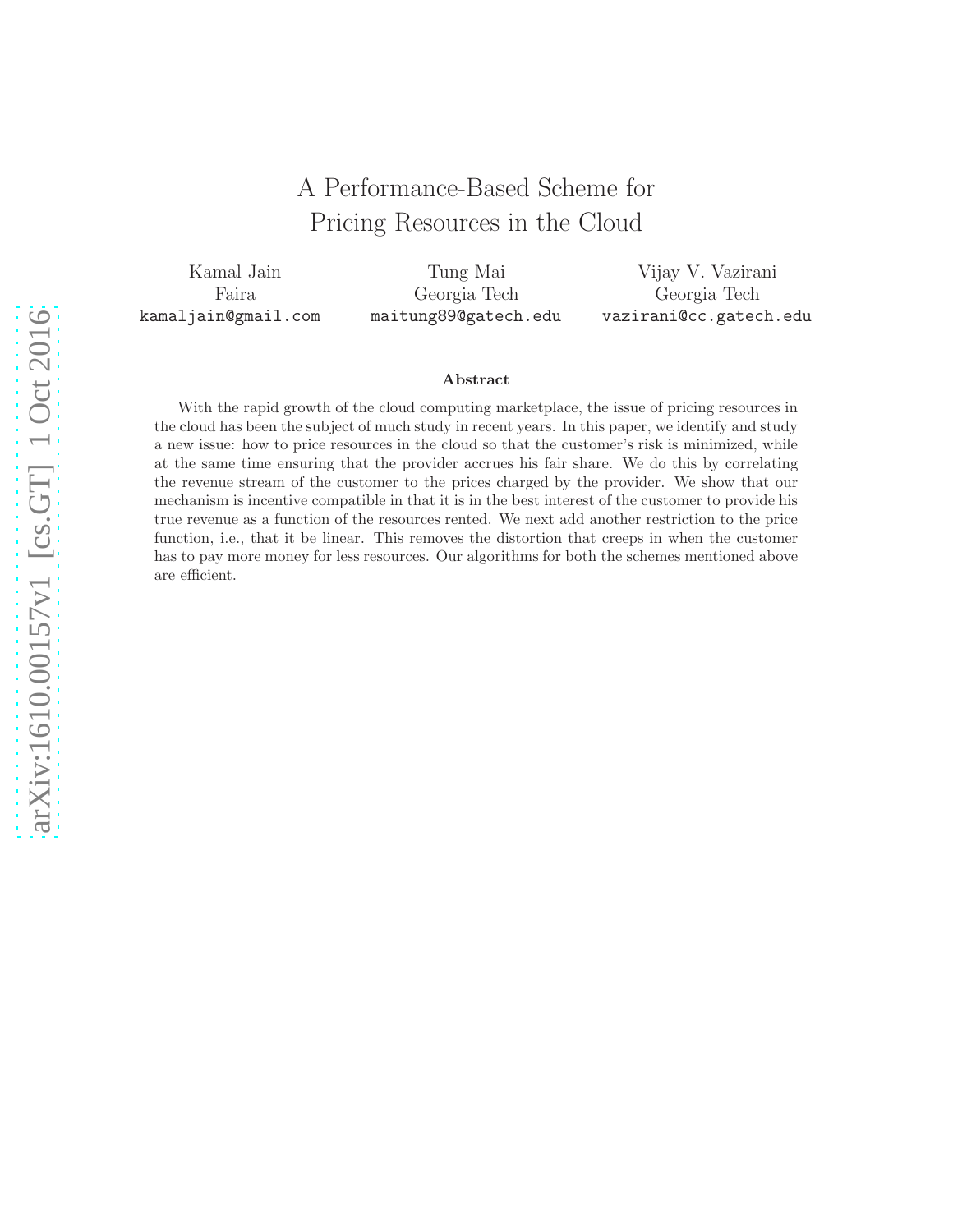# A Performance-Based Scheme for Pricing Resources in the Cloud

| Kamal Jain | Tung Mai | Vijay V. Vazirani |
|---|---|---|
| Faira | Georgia Tech | Georgia Tech |
| kamaljain@gmail.com | maitung89@gatech.edu | vazirani@cc.gatech.edu |

**Abstract**

With the rapid growth of the cloud computing marketplace, the issue of pricing resources in the cloud has been the subject of much study in recent years. In this paper, we identify and study a new issue: how to price resources in the cloud so that the customer's risk is minimized, while at the same time ensuring that the provider accrues his fair share. We do this by correlating the revenue stream of the customer to the prices charged by the provider. We show that our mechanism is incentive compatible in that it is in the best interest of the customer to provide his true revenue as a function of the resources rented. We next add another restriction to the price function, i.e., that it be linear. This removes the distortion that creeps in when the customer has to pay more money for less resources. Our algorithms for both the schemes mentioned above are efficient.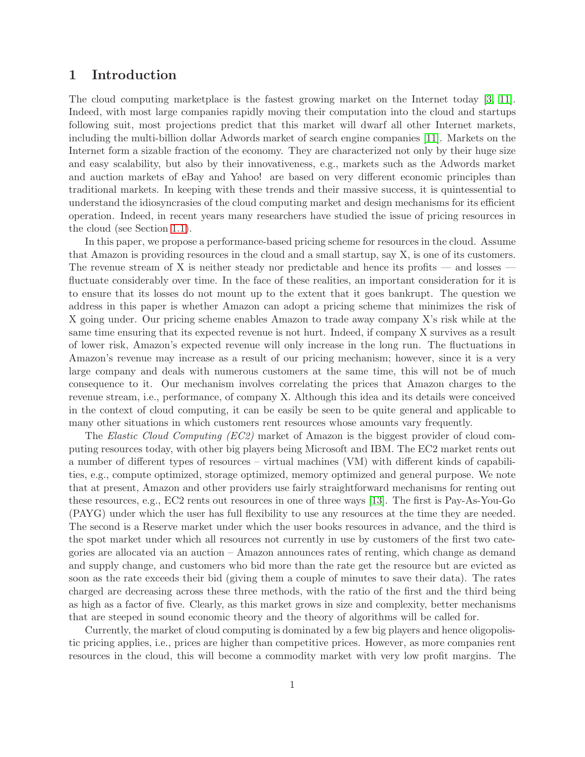# 1 Introduction

The cloud computing marketplace is the fastest growing market on the Internet today [3, 11]. Indeed, with most large companies rapidly moving their computation into the cloud and startups following suit, most projections predict that this market will dwarf all other Internet markets, including the multi-billion dollar Adwords market of search engine companies [11]. Markets on the Internet form a sizable fraction of the economy. They are characterized not only by their huge size and easy scalability, but also by their innovativeness, e.g., markets such as the Adwords market and auction markets of eBay and Yahoo! are based on very different economic principles than traditional markets. In keeping with these trends and their massive success, it is quintessential to understand the idiosyncrasies of the cloud computing market and design mechanisms for its efficient operation. Indeed, in recent years many researchers have studied the issue of pricing resources in the cloud (see Section 1.1).

In this paper, we propose a performance-based pricing scheme for resources in the cloud. Assume that Amazon is providing resources in the cloud and a small startup, say X, is one of its customers. The revenue stream of X is neither steady nor predictable and hence its profits — and losses — fluctuate considerably over time. In the face of these realities, an important consideration for it is to ensure that its losses do not mount up to the extent that it goes bankrupt. The question we address in this paper is whether Amazon can adopt a pricing scheme that minimizes the risk of X going under. Our pricing scheme enables Amazon to trade away company X's risk while at the same time ensuring that its expected revenue is not hurt. Indeed, if company X survives as a result of lower risk, Amazon's expected revenue will only increase in the long run. The fluctuations in Amazon's revenue may increase as a result of our pricing mechanism; however, since it is a very large company and deals with numerous customers at the same time, this will not be of much consequence to it. Our mechanism involves correlating the prices that Amazon charges to the revenue stream, i.e., performance, of company X. Although this idea and its details were conceived in the context of cloud computing, it can be easily be seen to be quite general and applicable to many other situations in which customers rent resources whose amounts vary frequently.

The *Elastic Cloud Computing (EC2)* market of Amazon is the biggest provider of cloud computing resources today, with other big players being Microsoft and IBM. The EC2 market rents out a number of different types of resources – virtual machines (VM) with different kinds of capabilities, e.g., compute optimized, storage optimized, memory optimized and general purpose. We note that at present, Amazon and other providers use fairly straightforward mechanisms for renting out these resources, e.g., EC2 rents out resources in one of three ways [13]. The first is Pay-As-You-Go (PAYG) under which the user has full flexibility to use any resources at the time they are needed. The second is a Reserve market under which the user books resources in advance, and the third is the spot market under which all resources not currently in use by customers of the first two categories are allocated via an auction – Amazon announces rates of renting, which change as demand and supply change, and customers who bid more than the rate get the resource but are evicted as soon as the rate exceeds their bid (giving them a couple of minutes to save their data). The rates charged are decreasing across these three methods, with the ratio of the first and the third being as high as a factor of five. Clearly, as this market grows in size and complexity, better mechanisms that are steeped in sound economic theory and the theory of algorithms will be called for.

Currently, the market of cloud computing is dominated by a few big players and hence oligopolistic pricing applies, i.e., prices are higher than competitive prices. However, as more companies rent resources in the cloud, this will become a commodity market with very low profit margins. The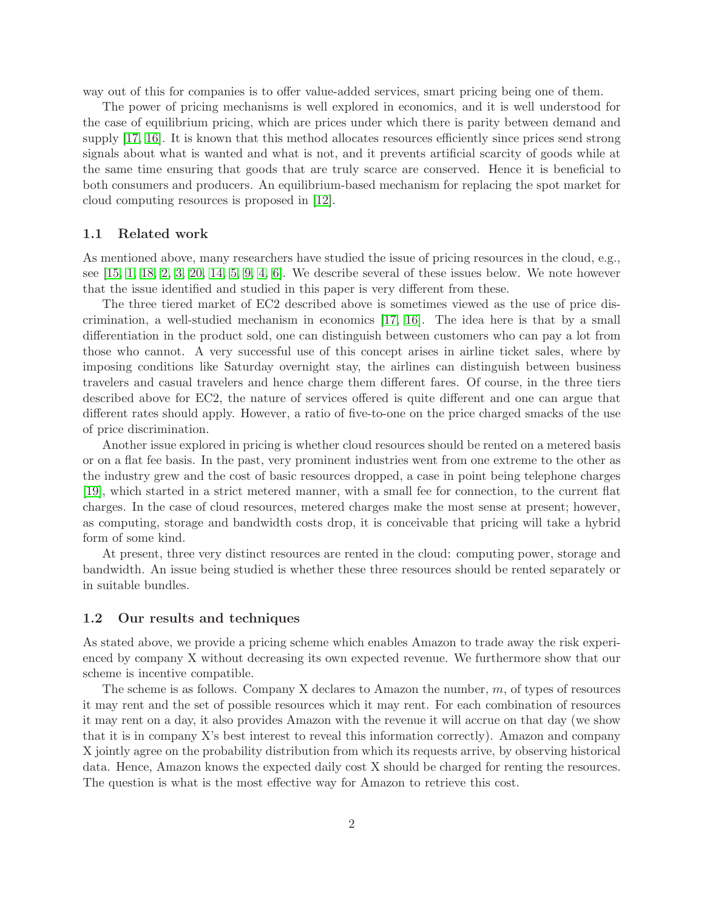way out of this for companies is to offer value-added services, smart pricing being one of them.

The power of pricing mechanisms is well explored in economics, and it is well understood for the case of equilibrium pricing, which are prices under which there is parity between demand and supply [17, 16]. It is known that this method allocates resources efficiently since prices send strong signals about what is wanted and what is not, and it prevents artificial scarcity of goods while at the same time ensuring that goods that are truly scarce are conserved. Hence it is beneficial to both consumers and producers. An equilibrium-based mechanism for replacing the spot market for cloud computing resources is proposed in [12].

### 1.1 Related work

As mentioned above, many researchers have studied the issue of pricing resources in the cloud, e.g., see [15, 1, 18, 2, 3, 20, 14, 5, 9, 4, 6]. We describe several of these issues below. We note however that the issue identified and studied in this paper is very different from these.

The three tiered market of EC2 described above is sometimes viewed as the use of price discrimination, a well-studied mechanism in economics [17, 16]. The idea here is that by a small differentiation in the product sold, one can distinguish between customers who can pay a lot from those who cannot. A very successful use of this concept arises in airline ticket sales, where by imposing conditions like Saturday overnight stay, the airlines can distinguish between business travelers and casual travelers and hence charge them different fares. Of course, in the three tiers described above for EC2, the nature of services offered is quite different and one can argue that different rates should apply. However, a ratio of five-to-one on the price charged smacks of the use of price discrimination.

Another issue explored in pricing is whether cloud resources should be rented on a metered basis or on a flat fee basis. In the past, very prominent industries went from one extreme to the other as the industry grew and the cost of basic resources dropped, a case in point being telephone charges [19], which started in a strict metered manner, with a small fee for connection, to the current flat charges. In the case of cloud resources, metered charges make the most sense at present; however, as computing, storage and bandwidth costs drop, it is conceivable that pricing will take a hybrid form of some kind.

At present, three very distinct resources are rented in the cloud: computing power, storage and bandwidth. An issue being studied is whether these three resources should be rented separately or in suitable bundles.

### 1.2 Our results and techniques

As stated above, we provide a pricing scheme which enables Amazon to trade away the risk experienced by company X without decreasing its own expected revenue. We furthermore show that our scheme is incentive compatible.

The scheme is as follows. Company X declares to Amazon the number, $m$, of types of resources it may rent and the set of possible resources which it may rent. For each combination of resources it may rent on a day, it also provides Amazon with the revenue it will accrue on that day (we show that it is in company X's best interest to reveal this information correctly). Amazon and company X jointly agree on the probability distribution from which its requests arrive, by observing historical data. Hence, Amazon knows the expected daily cost X should be charged for renting the resources. The question is what is the most effective way for Amazon to retrieve this cost.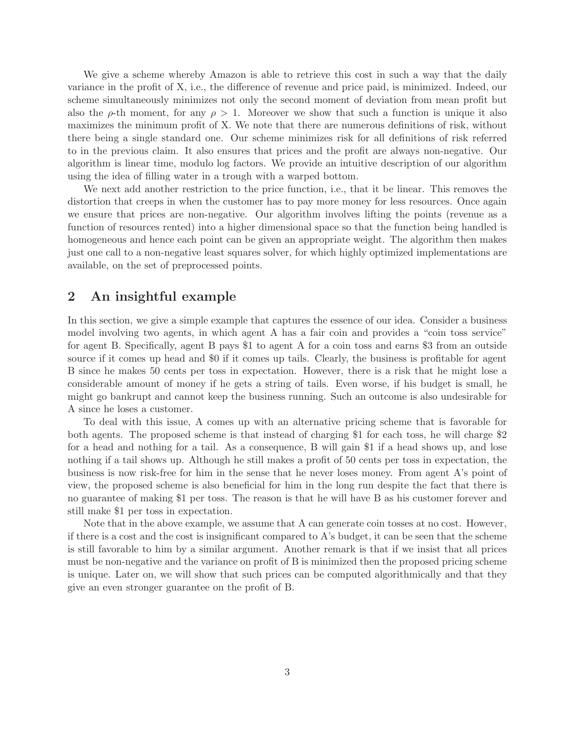We give a scheme whereby Amazon is able to retrieve this cost in such a way that the daily variance in the profit of X, i.e., the difference of revenue and price paid, is minimized. Indeed, our scheme simultaneously minimizes not only the second moment of deviation from mean profit but also the $\rho$-th moment, for any $\rho > 1$. Moreover we show that such a function is unique it also maximizes the minimum profit of X. We note that there are numerous definitions of risk, without there being a single standard one. Our scheme minimizes risk for all definitions of risk referred to in the previous claim. It also ensures that prices and the profit are always non-negative. Our algorithm is linear time, modulo log factors. We provide an intuitive description of our algorithm using the idea of filling water in a trough with a warped bottom.

We next add another restriction to the price function, i.e., that it be linear. This removes the distortion that creeps in when the customer has to pay more money for less resources. Once again we ensure that prices are non-negative. Our algorithm involves lifting the points (revenue as a function of resources rented) into a higher dimensional space so that the function being handled is homogeneous and hence each point can be given an appropriate weight. The algorithm then makes just one call to a non-negative least squares solver, for which highly optimized implementations are available, on the set of preprocessed points.

## 2 An insightful example

In this section, we give a simple example that captures the essence of our idea. Consider a business model involving two agents, in which agent A has a fair coin and provides a "coin toss service" for agent B. Specifically, agent B pays \$1 to agent A for a coin toss and earns \$3 from an outside source if it comes up head and \$0 if it comes up tails. Clearly, the business is profitable for agent B since he makes 50 cents per toss in expectation. However, there is a risk that he might lose a considerable amount of money if he gets a string of tails. Even worse, if his budget is small, he might go bankrupt and cannot keep the business running. Such an outcome is also undesirable for A since he loses a customer.

To deal with this issue, A comes up with an alternative pricing scheme that is favorable for both agents. The proposed scheme is that instead of charging \$1 for each toss, he will charge \$2 for a head and nothing for a tail. As a consequence, B will gain \$1 if a head shows up, and lose nothing if a tail shows up. Although he still makes a profit of 50 cents per toss in expectation, the business is now risk-free for him in the sense that he never loses money. From agent A's point of view, the proposed scheme is also beneficial for him in the long run despite the fact that there is no guarantee of making \$1 per toss. The reason is that he will have B as his customer forever and still make \$1 per toss in expectation.

Note that in the above example, we assume that A can generate coin tosses at no cost. However, if there is a cost and the cost is insignificant compared to A's budget, it can be seen that the scheme is still favorable to him by a similar argument. Another remark is that if we insist that all prices must be non-negative and the variance on profit of B is minimized then the proposed pricing scheme is unique. Later on, we will show that such prices can be computed algorithmically and that they give an even stronger guarantee on the profit of B.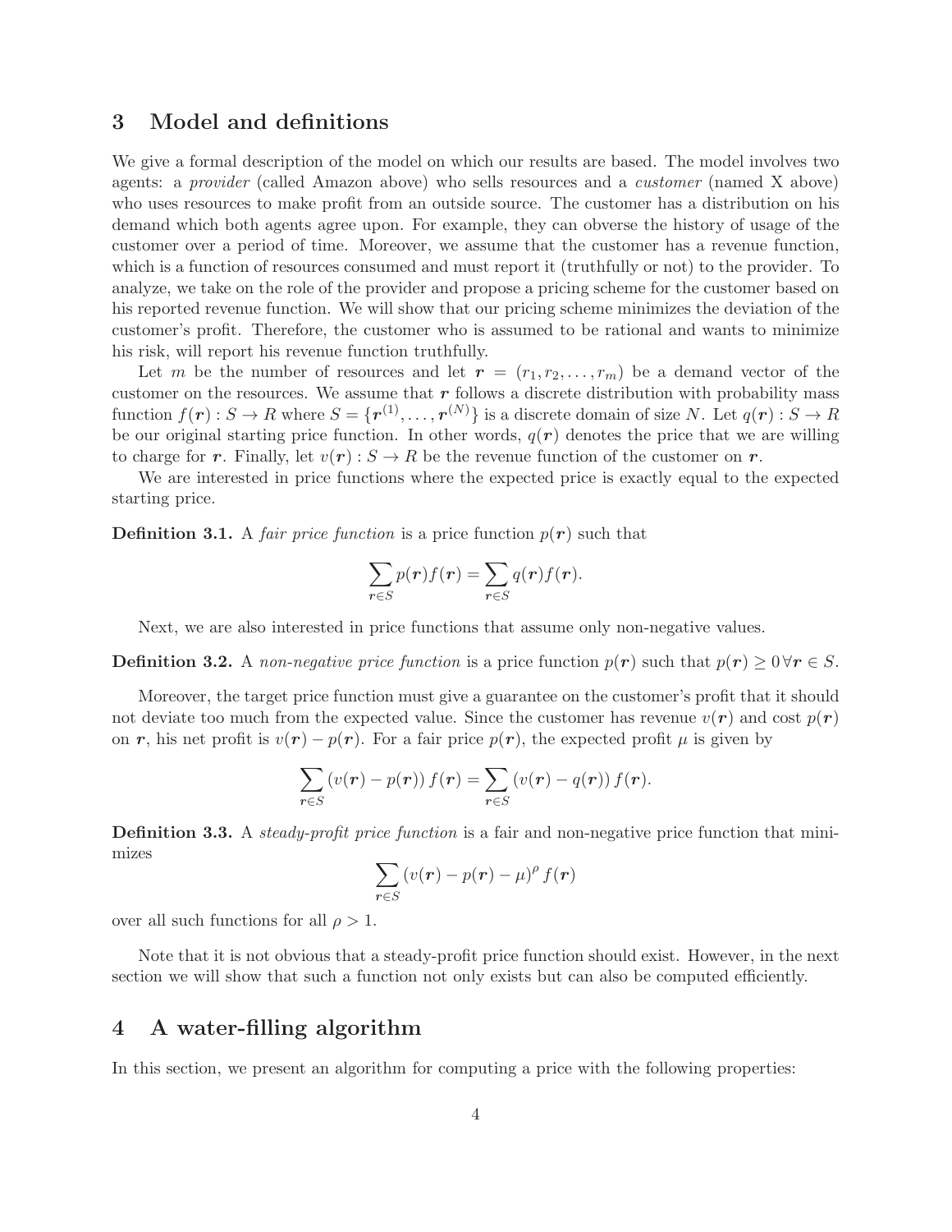## 3 Model and definitions

We give a formal description of the model on which our results are based. The model involves two agents: a *provider* (called Amazon above) who sells resources and a *customer* (named X above) who uses resources to make profit from an outside source. The customer has a distribution on his demand which both agents agree upon. For example, they can obverse the history of usage of the customer over a period of time. Moreover, we assume that the customer has a revenue function, which is a function of resources consumed and must report it (truthfully or not) to the provider. To analyze, we take on the role of the provider and propose a pricing scheme for the customer based on his reported revenue function. We will show that our pricing scheme minimizes the deviation of the customer's profit. Therefore, the customer who is assumed to be rational and wants to minimize his risk, will report his revenue function truthfully.

Let $m$ be the number of resources and let $\boldsymbol{r} = (r_1, r_2, \dots, r_m)$ be a demand vector of the customer on the resources. We assume that $\boldsymbol{r}$ follows a discrete distribution with probability mass function $f(\boldsymbol{r}) : S \to R$ where $S = \{\boldsymbol{r}^{(1)}, \dots, \boldsymbol{r}^{(N)}\}$ is a discrete domain of size $N$. Let $q(\boldsymbol{r}) : S \to R$ be our original starting price function. In other words, $q(\boldsymbol{r})$ denotes the price that we are willing to charge for $\boldsymbol{r}$. Finally, let $v(\boldsymbol{r}) : S \to R$ be the revenue function of the customer on $\boldsymbol{r}$.

We are interested in price functions where the expected price is exactly equal to the expected starting price.

**Definition 3.1.** A *fair price function* is a price function $p(\boldsymbol{r})$ such that

$$\sum_{\boldsymbol{r} \in S} p(\boldsymbol{r}) f(\boldsymbol{r}) = \sum_{\boldsymbol{r} \in S} q(\boldsymbol{r}) f(\boldsymbol{r}).$$

Next, we are also interested in price functions that assume only non-negative values.

**Definition 3.2.** A *non-negative price function* is a price function $p(\boldsymbol{r})$ such that $p(\boldsymbol{r}) \geq 0 \, \forall \boldsymbol{r} \in S$.

Moreover, the target price function must give a guarantee on the customer's profit that it should not deviate too much from the expected value. Since the customer has revenue $v(\boldsymbol{r})$ and cost $p(\boldsymbol{r})$ on $\boldsymbol{r}$, his net profit is $v(\boldsymbol{r}) - p(\boldsymbol{r})$. For a fair price $p(\boldsymbol{r})$, the expected profit $\mu$ is given by

$$\sum_{\boldsymbol{r} \in S} \left(v(\boldsymbol{r}) - p(\boldsymbol{r})\right) f(\boldsymbol{r}) = \sum_{\boldsymbol{r} \in S} \left(v(\boldsymbol{r}) - q(\boldsymbol{r})\right) f(\boldsymbol{r}).$$

**Definition 3.3.** A *steady-profit price function* is a fair and non-negative price function that minimizes

$$\sum_{\boldsymbol{r} \in S} \left(v(\boldsymbol{r}) - p(\boldsymbol{r}) - \mu\right)^{\rho} f(\boldsymbol{r})$$

over all such functions for all $\rho > 1$.

Note that it is not obvious that a steady-profit price function should exist. However, in the next section we will show that such a function not only exists but can also be computed efficiently.

## 4 A water-filling algorithm

In this section, we present an algorithm for computing a price with the following properties: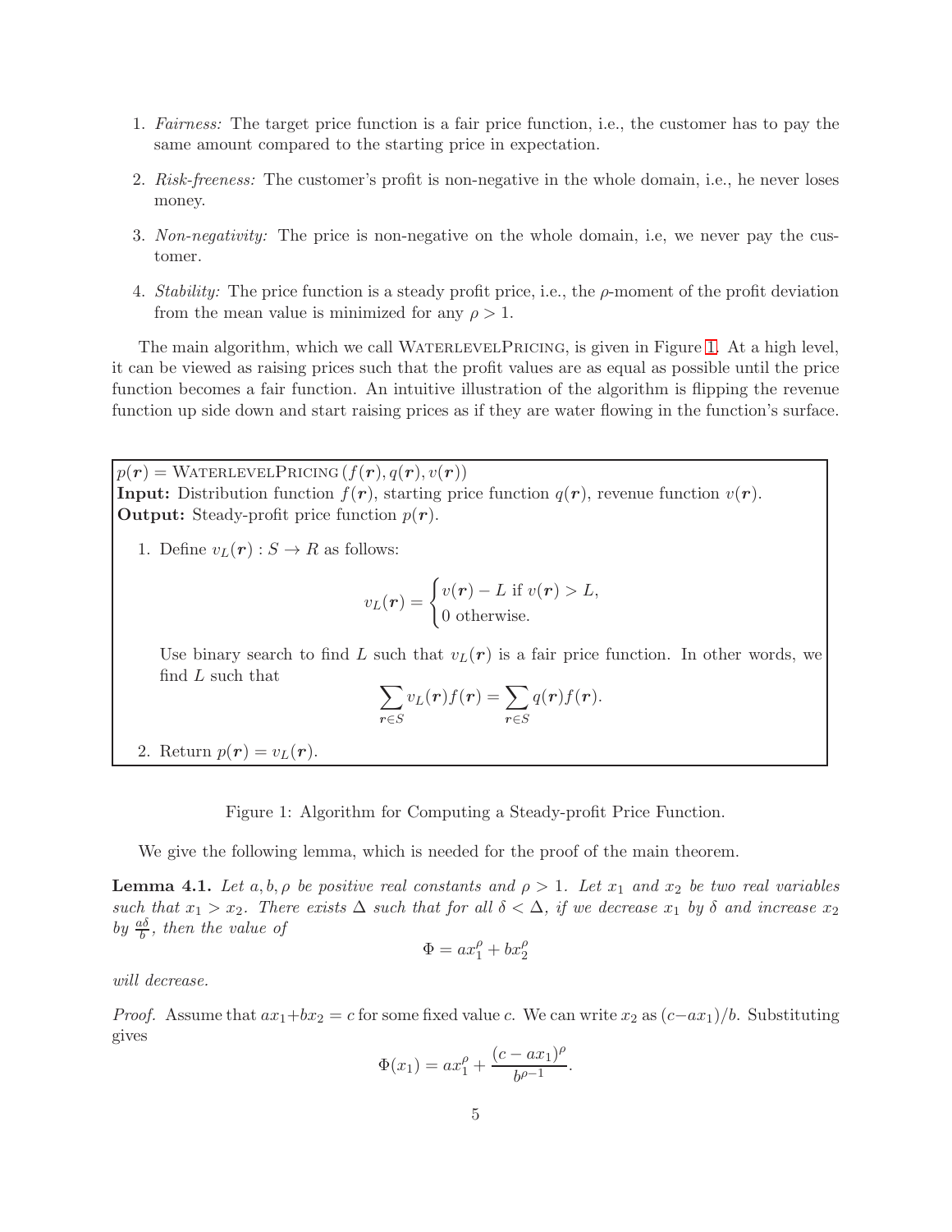1. *Fairness:* The target price function is a fair price function, i.e., the customer has to pay the same amount compared to the starting price in expectation.

2. *Risk-freeness:* The customer's profit is non-negative in the whole domain, i.e., he never loses money.

3. *Non-negativity:* The price is non-negative on the whole domain, i.e, we never pay the customer.

4. *Stability:* The price function is a steady profit price, i.e., the $\rho$-moment of the profit deviation from the mean value is minimized for any $\rho > 1$.

The main algorithm, which we call WaterlevelPricing, is given in Figure 1. At a high level, it can be viewed as raising prices such that the profit values are as equal as possible until the price function becomes a fair function. An intuitive illustration of the algorithm is flipping the revenue function up side down and start raising prices as if they are water flowing in the function's surface.

---

$p(\boldsymbol{r}) = $ WaterlevelPricing $(f(\boldsymbol{r}), q(\boldsymbol{r}), v(\boldsymbol{r}))$
**Input:** Distribution function $f(\boldsymbol{r})$, starting price function $q(\boldsymbol{r})$, revenue function $v(\boldsymbol{r})$.
**Output:** Steady-profit price function $p(\boldsymbol{r})$.

1. Define $v_L(\boldsymbol{r}) : S \to R$ as follows:

$$v_L(\boldsymbol{r}) = \begin{cases} v(\boldsymbol{r}) - L \text{ if } v(\boldsymbol{r}) > L, \\ 0 \text{ otherwise.} \end{cases}$$

   Use binary search to find $L$ such that $v_L(\boldsymbol{r})$ is a fair price function. In other words, we find $L$ such that

$$\sum_{\boldsymbol{r} \in S} v_L(\boldsymbol{r}) f(\boldsymbol{r}) = \sum_{\boldsymbol{r} \in S} q(\boldsymbol{r}) f(\boldsymbol{r}).$$

2. Return $p(\boldsymbol{r}) = v_L(\boldsymbol{r})$.

---

Figure 1: Algorithm for Computing a Steady-profit Price Function.

We give the following lemma, which is needed for the proof of the main theorem.

**Lemma 4.1.** *Let $a, b, \rho$ be positive real constants and $\rho > 1$. Let $x_1$ and $x_2$ be two real variables such that $x_1 > x_2$. There exists $\Delta$ such that for all $\delta < \Delta$, if we decrease $x_1$ by $\delta$ and increase $x_2$ by $\frac{a\delta}{b}$, then the value of*

$$\Phi = a x_1^\rho + b x_2^\rho$$

*will decrease.*

*Proof.* Assume that $a x_1 + b x_2 = c$ for some fixed value $c$. We can write $x_2$ as $(c - a x_1)/b$. Substituting gives

$$\Phi(x_1) = a x_1^\rho + \frac{(c - a x_1)^\rho}{b^{\rho - 1}}.$$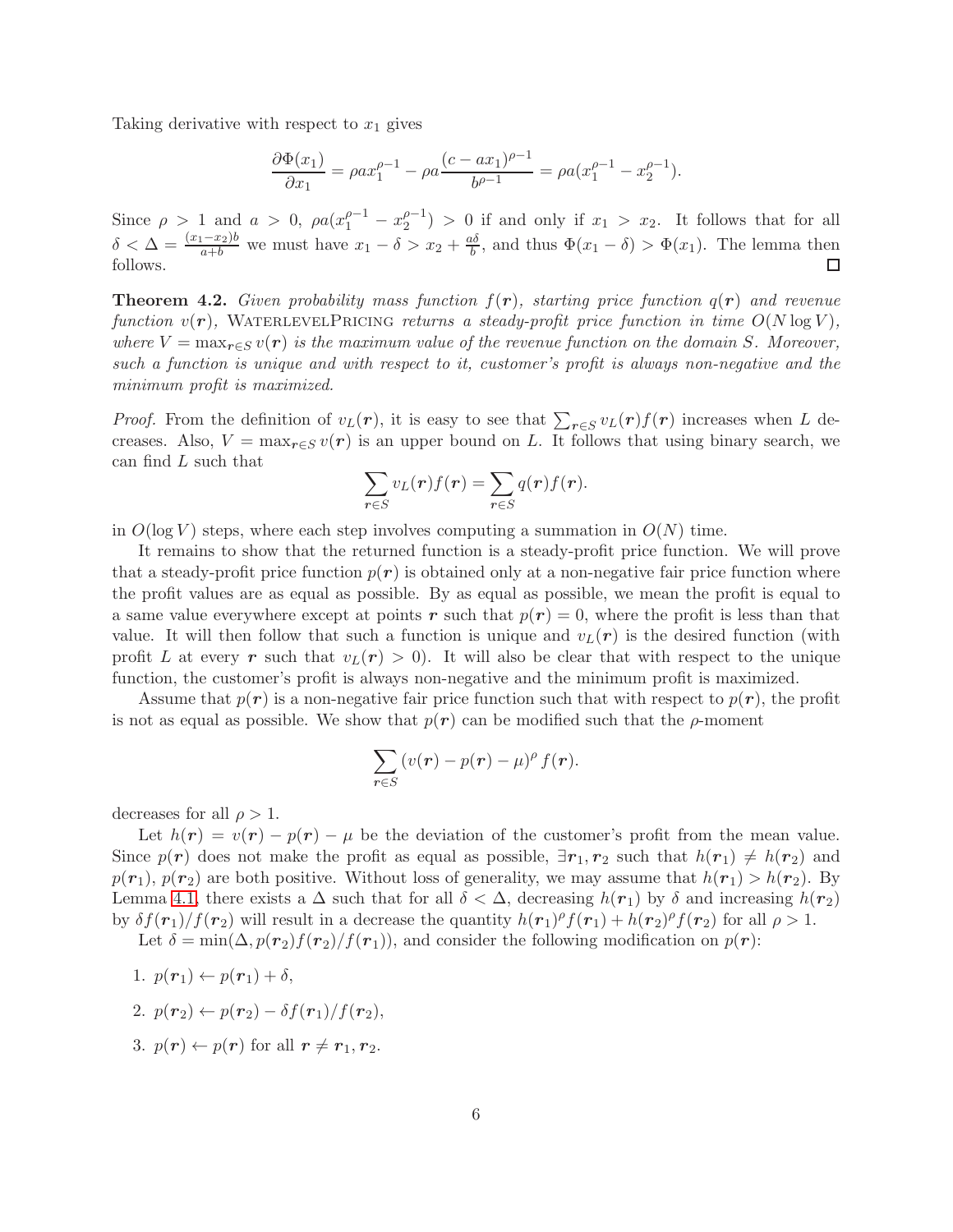Taking derivative with respect to $x_1$ gives

$$\frac{\partial \Phi(x_1)}{\partial x_1} = \rho a x_1^{\rho-1} - \rho a \frac{(c - a x_1)^{\rho-1}}{b^{\rho-1}} = \rho a (x_1^{\rho-1} - x_2^{\rho-1}).$$

Since $\rho > 1$ and $a > 0$, $\rho a (x_1^{\rho-1} - x_2^{\rho-1}) > 0$ if and only if $x_1 > x_2$. It follows that for all $\delta < \Delta = \frac{(x_1 - x_2)b}{a+b}$ we must have $x_1 - \delta > x_2 + \frac{a\delta}{b}$, and thus $\Phi(x_1 - \delta) > \Phi(x_1)$. The lemma then follows. □

**Theorem 4.2.** *Given probability mass function $f(\boldsymbol{r})$, starting price function $q(\boldsymbol{r})$ and revenue function $v(\boldsymbol{r})$,* WaterlevelPricing *returns a steady-profit price function in time $O(N \log V)$, where $V = \max_{r \in S} v(\boldsymbol{r})$ is the maximum value of the revenue function on the domain $S$. Moreover, such a function is unique and with respect to it, customer's profit is always non-negative and the minimum profit is maximized.*

*Proof.* From the definition of $v_L(\boldsymbol{r})$, it is easy to see that $\sum_{r \in S} v_L(\boldsymbol{r}) f(\boldsymbol{r})$ increases when $L$ decreases. Also, $V = \max_{r \in S} v(\boldsymbol{r})$ is an upper bound on $L$. It follows that using binary search, we can find $L$ such that

$$\sum_{r \in S} v_L(\boldsymbol{r}) f(\boldsymbol{r}) = \sum_{r \in S} q(\boldsymbol{r}) f(\boldsymbol{r}).$$

in $O(\log V)$ steps, where each step involves computing a summation in $O(N)$ time.

It remains to show that the returned function is a steady-profit price function. We will prove that a steady-profit price function $p(\boldsymbol{r})$ is obtained only at a non-negative fair price function where the profit values are as equal as possible. By as equal as possible, we mean the profit is equal to a same value everywhere except at points $\boldsymbol{r}$ such that $p(\boldsymbol{r}) = 0$, where the profit is less than that value. It will then follow that such a function is unique and $v_L(\boldsymbol{r})$ is the desired function (with profit $L$ at every $\boldsymbol{r}$ such that $v_L(\boldsymbol{r}) > 0$). It will also be clear that with respect to the unique function, the customer's profit is always non-negative and the minimum profit is maximized.

Assume that $p(\boldsymbol{r})$ is a non-negative fair price function such that with respect to $p(\boldsymbol{r})$, the profit is not as equal as possible. We show that $p(\boldsymbol{r})$ can be modified such that the $\rho$-moment

$$\sum_{r \in S} (v(\boldsymbol{r}) - p(\boldsymbol{r}) - \mu)^{\rho} f(\boldsymbol{r}).$$

decreases for all $\rho > 1$.

Let $h(\boldsymbol{r}) = v(\boldsymbol{r}) - p(\boldsymbol{r}) - \mu$ be the deviation of the customer's profit from the mean value. Since $p(\boldsymbol{r})$ does not make the profit as equal as possible, $\exists \boldsymbol{r}_1, \boldsymbol{r}_2$ such that $h(\boldsymbol{r}_1) \neq h(\boldsymbol{r}_2)$ and $p(\boldsymbol{r}_1)$, $p(\boldsymbol{r}_2)$ are both positive. Without loss of generality, we may assume that $h(\boldsymbol{r}_1) > h(\boldsymbol{r}_2)$. By Lemma 4.1, there exists a $\Delta$ such that for all $\delta < \Delta$, decreasing $h(\boldsymbol{r}_1)$ by $\delta$ and increasing $h(\boldsymbol{r}_2)$ by $\delta f(\boldsymbol{r}_1)/f(\boldsymbol{r}_2)$ will result in a decrease the quantity $h(\boldsymbol{r}_1)^{\rho} f(\boldsymbol{r}_1) + h(\boldsymbol{r}_2)^{\rho} f(\boldsymbol{r}_2)$ for all $\rho > 1$.

Let $\delta = \min(\Delta, p(\boldsymbol{r}_2) f(\boldsymbol{r}_2)/f(\boldsymbol{r}_1))$, and consider the following modification on $p(\boldsymbol{r})$:

1. $p(\boldsymbol{r}_1) \leftarrow p(\boldsymbol{r}_1) + \delta$,
2. $p(\boldsymbol{r}_2) \leftarrow p(\boldsymbol{r}_2) - \delta f(\boldsymbol{r}_1)/f(\boldsymbol{r}_2)$,
3. $p(\boldsymbol{r}) \leftarrow p(\boldsymbol{r})$ for all $\boldsymbol{r} \neq \boldsymbol{r}_1, \boldsymbol{r}_2$.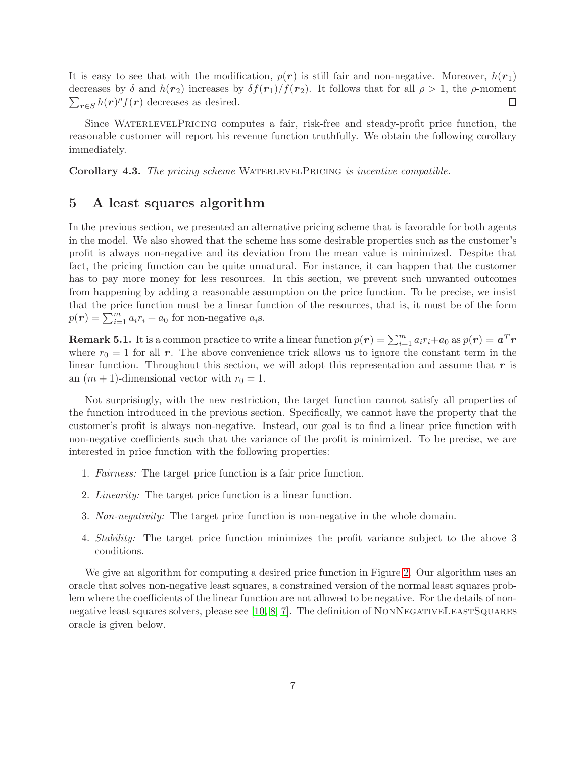It is easy to see that with the modification, $p(\boldsymbol{r})$ is still fair and non-negative. Moreover, $h(\boldsymbol{r}_1)$ decreases by $\delta$ and $h(\boldsymbol{r}_2)$ increases by $\delta f(\boldsymbol{r}_1)/f(\boldsymbol{r}_2)$. It follows that for all $\rho > 1$, the $\rho$-moment $\sum_{\boldsymbol{r}\in S} h(\boldsymbol{r})^\rho f(\boldsymbol{r})$ decreases as desired. $\square$

Since WaterlevelPricing computes a fair, risk-free and steady-profit price function, the reasonable customer will report his revenue function truthfully. We obtain the following corollary immediately.

**Corollary 4.3.** *The pricing scheme* WaterlevelPricing *is incentive compatible.*

## 5 A least squares algorithm

In the previous section, we presented an alternative pricing scheme that is favorable for both agents in the model. We also showed that the scheme has some desirable properties such as the customer's profit is always non-negative and its deviation from the mean value is minimized. Despite that fact, the pricing function can be quite unnatural. For instance, it can happen that the customer has to pay more money for less resources. In this section, we prevent such unwanted outcomes from happening by adding a reasonable assumption on the price function. To be precise, we insist that the price function must be a linear function of the resources, that is, it must be of the form $p(\boldsymbol{r}) = \sum_{i=1}^m a_i r_i + a_0$ for non-negative $a_i$s.

**Remark 5.1.** It is a common practice to write a linear function $p(\boldsymbol{r}) = \sum_{i=1}^m a_i r_i + a_0$ as $p(\boldsymbol{r}) = \boldsymbol{a}^T\boldsymbol{r}$ where $r_0 = 1$ for all $\boldsymbol{r}$. The above convenience trick allows us to ignore the constant term in the linear function. Throughout this section, we will adopt this representation and assume that $\boldsymbol{r}$ is an $(m+1)$-dimensional vector with $r_0 = 1$.

Not surprisingly, with the new restriction, the target function cannot satisfy all properties of the function introduced in the previous section. Specifically, we cannot have the property that the customer's profit is always non-negative. Instead, our goal is to find a linear price function with non-negative coefficients such that the variance of the profit is minimized. To be precise, we are interested in price function with the following properties:

1. *Fairness:* The target price function is a fair price function.
2. *Linearity:* The target price function is a linear function.
3. *Non-negativity:* The target price function is non-negative in the whole domain.
4. *Stability:* The target price function minimizes the profit variance subject to the above 3 conditions.

We give an algorithm for computing a desired price function in Figure 2. Our algorithm uses an oracle that solves non-negative least squares, a constrained version of the normal least squares problem where the coefficients of the linear function are not allowed to be negative. For the details of non-negative least squares solvers, please see [10, 8, 7]. The definition of NonNegativeLeastSquares oracle is given below.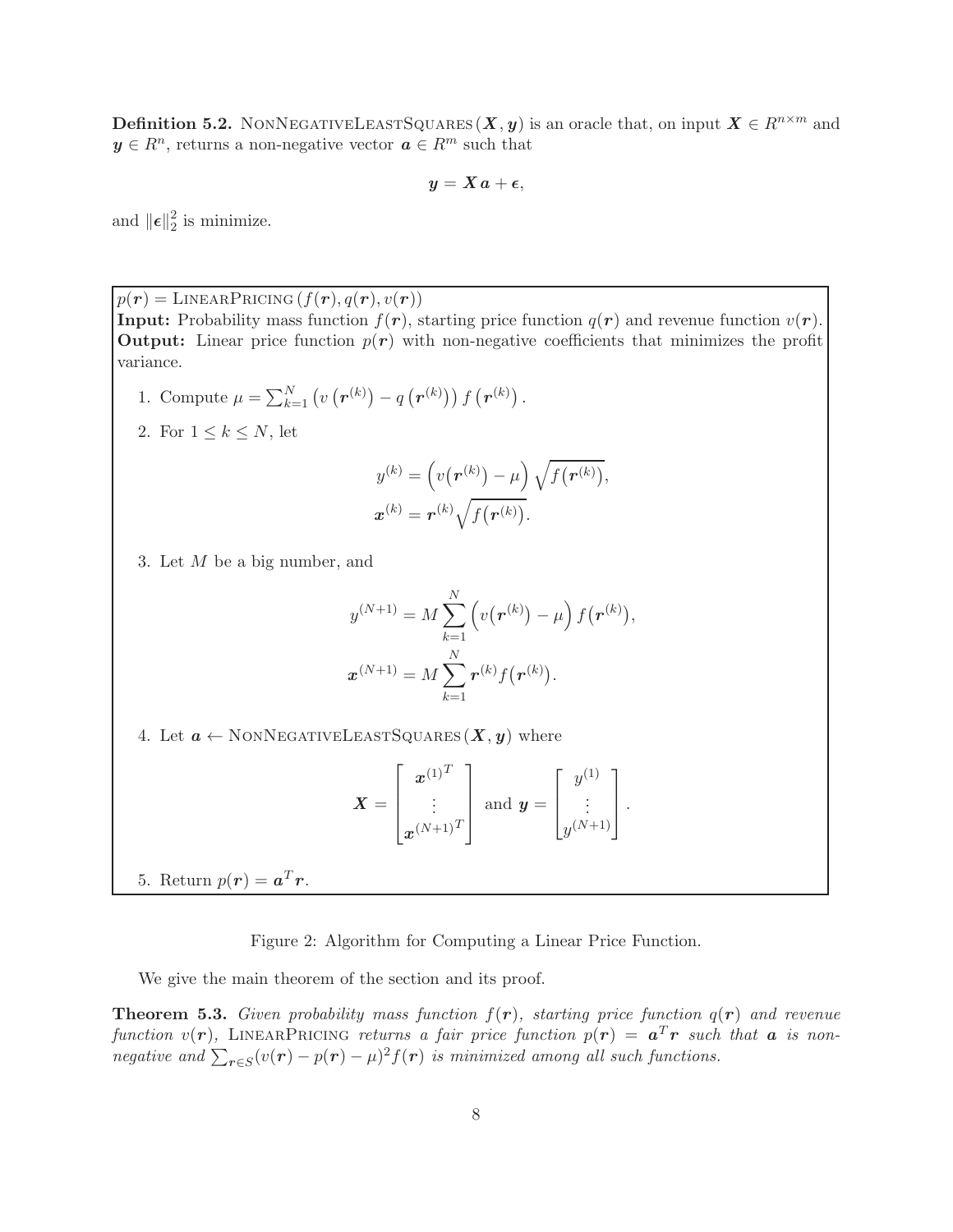**Definition 5.2.** NonNegativeLeastSquares$(\boldsymbol{X}, \boldsymbol{y})$ is an oracle that, on input $\boldsymbol{X} \in R^{n \times m}$ and $\boldsymbol{y} \in R^n$, returns a non-negative vector $\boldsymbol{a} \in R^m$ such that

$$\boldsymbol{y} = \boldsymbol{X}\,\boldsymbol{a} + \boldsymbol{\epsilon},$$

and $\|\boldsymbol{\epsilon}\|_2^2$ is minimize.

---

$p(\boldsymbol{r}) = $ LinearPricing$\,(f(\boldsymbol{r}), q(\boldsymbol{r}), v(\boldsymbol{r}))$

**Input:** Probability mass function $f(\boldsymbol{r})$, starting price function $q(\boldsymbol{r})$ and revenue function $v(\boldsymbol{r})$.

**Output:** Linear price function $p(\boldsymbol{r})$ with non-negative coefficients that minimizes the profit variance.

1. Compute $\mu = \sum_{k=1}^{N} \left(v\left(\boldsymbol{r}^{(k)}\right) - q\left(\boldsymbol{r}^{(k)}\right)\right) f\left(\boldsymbol{r}^{(k)}\right).$

2. For $1 \leq k \leq N$, let

$$y^{(k)} = \left(v\big(\boldsymbol{r}^{(k)}\big) - \mu\right) \sqrt{f\big(\boldsymbol{r}^{(k)}\big)},$$
$$\boldsymbol{x}^{(k)} = \boldsymbol{r}^{(k)} \sqrt{f\big(\boldsymbol{r}^{(k)}\big)}.$$

3. Let $M$ be a big number, and

$$y^{(N+1)} = M \sum_{k=1}^{N} \left(v\big(\boldsymbol{r}^{(k)}\big) - \mu\right) f\big(\boldsymbol{r}^{(k)}\big),$$
$$\boldsymbol{x}^{(N+1)} = M \sum_{k=1}^{N} \boldsymbol{r}^{(k)} f\big(\boldsymbol{r}^{(k)}\big).$$

4. Let $\boldsymbol{a} \leftarrow$ NonNegativeLeastSquares$\,(\boldsymbol{X}, \boldsymbol{y})$ where

$$\boldsymbol{X} = \begin{bmatrix} \boldsymbol{x}^{(1)^T} \\ \vdots \\ \boldsymbol{x}^{(N+1)^T} \end{bmatrix} \text{ and } \boldsymbol{y} = \begin{bmatrix} y^{(1)} \\ \vdots \\ y^{(N+1)} \end{bmatrix}.$$

5. Return $p(\boldsymbol{r}) = \boldsymbol{a}^T \boldsymbol{r}$.

---

Figure 2: Algorithm for Computing a Linear Price Function.

We give the main theorem of the section and its proof.

**Theorem 5.3.** *Given probability mass function $f(\boldsymbol{r})$, starting price function $q(\boldsymbol{r})$ and revenue function $v(\boldsymbol{r})$,* LinearPricing *returns a fair price function $p(\boldsymbol{r}) = \boldsymbol{a}^T \boldsymbol{r}$ such that $\boldsymbol{a}$ is non-negative and $\sum_{r \in S} (v(\boldsymbol{r}) - p(\boldsymbol{r}) - \mu)^2 f(\boldsymbol{r})$ is minimized among all such functions.*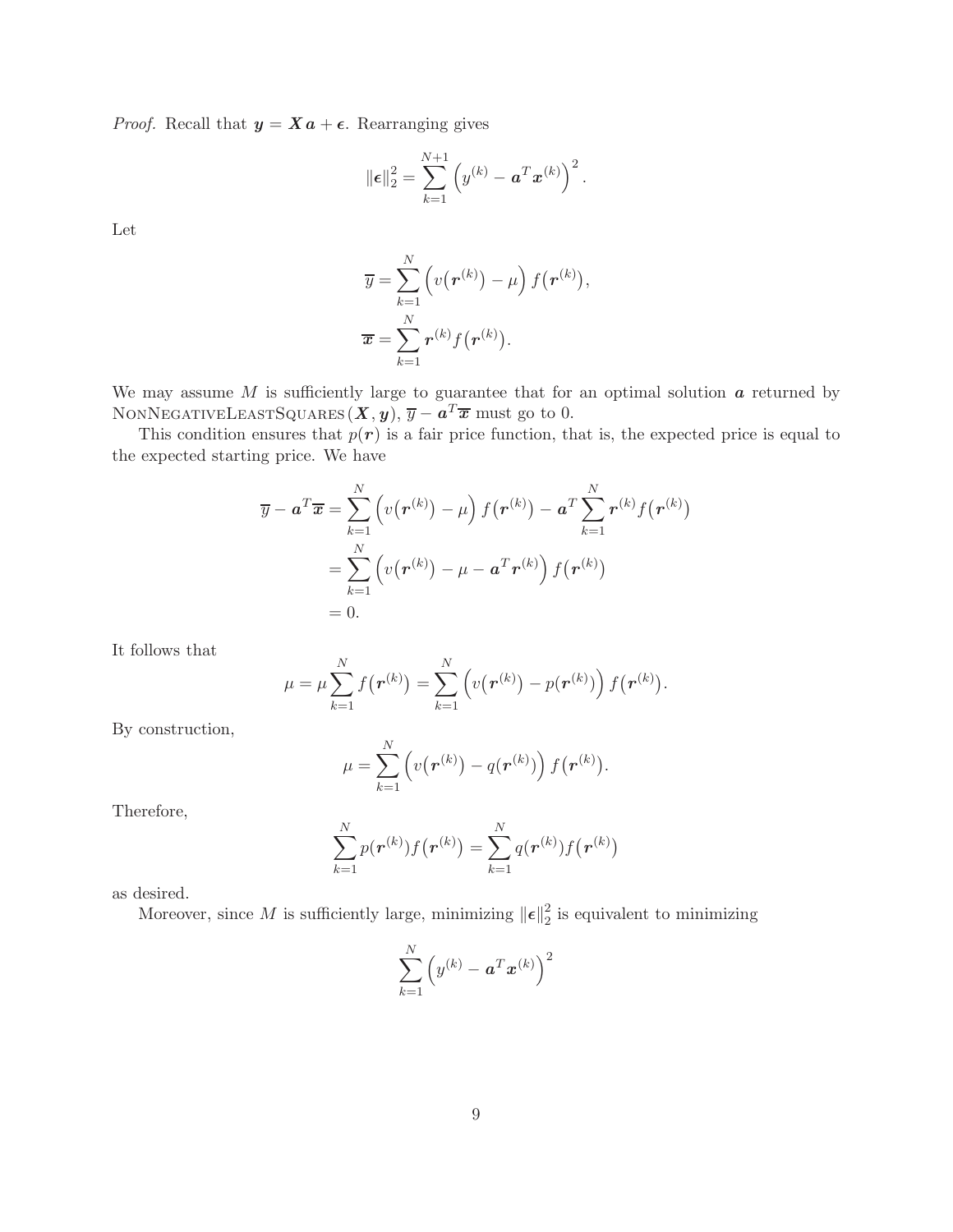*Proof.* Recall that $\boldsymbol{y} = \boldsymbol{X}\,\boldsymbol{a} + \boldsymbol{\epsilon}$. Rearranging gives

$$\|\boldsymbol{\epsilon}\|_2^2 = \sum_{k=1}^{N+1} \left( y^{(k)} - \boldsymbol{a}^T \boldsymbol{x}^{(k)} \right)^2.$$

Let

$$\overline{y} = \sum_{k=1}^{N} \left( v\big(\boldsymbol{r}^{(k)}\big) - \mu \right) f\big(\boldsymbol{r}^{(k)}\big),$$
$$\overline{\boldsymbol{x}} = \sum_{k=1}^{N} \boldsymbol{r}^{(k)} f\big(\boldsymbol{r}^{(k)}\big).$$

We may assume $M$ is sufficiently large to guarantee that for an optimal solution $\boldsymbol{a}$ returned by NonNegativeLeastSquares$(\boldsymbol{X}, \boldsymbol{y})$, $\overline{y} - \boldsymbol{a}^T \overline{\boldsymbol{x}}$ must go to 0.

This condition ensures that $p(\boldsymbol{r})$ is a fair price function, that is, the expected price is equal to the expected starting price. We have

$$\begin{aligned}
\overline{y} - \boldsymbol{a}^T \overline{\boldsymbol{x}} &= \sum_{k=1}^{N} \left( v\big(\boldsymbol{r}^{(k)}\big) - \mu \right) f\big(\boldsymbol{r}^{(k)}\big) - \boldsymbol{a}^T \sum_{k=1}^{N} \boldsymbol{r}^{(k)} f\big(\boldsymbol{r}^{(k)}\big) \\
&= \sum_{k=1}^{N} \left( v\big(\boldsymbol{r}^{(k)}\big) - \mu - \boldsymbol{a}^T \boldsymbol{r}^{(k)} \right) f\big(\boldsymbol{r}^{(k)}\big) \\
&= 0.
\end{aligned}$$

It follows that

$$\mu = \mu \sum_{k=1}^{N} f\big(\boldsymbol{r}^{(k)}\big) = \sum_{k=1}^{N} \left( v\big(\boldsymbol{r}^{(k)}\big) - p\big(\boldsymbol{r}^{(k)}\big) \right) f\big(\boldsymbol{r}^{(k)}\big).$$

By construction,

$$\mu = \sum_{k=1}^{N} \left( v\big(\boldsymbol{r}^{(k)}\big) - q\big(\boldsymbol{r}^{(k)}\big) \right) f\big(\boldsymbol{r}^{(k)}\big).$$

Therefore,

$$\sum_{k=1}^{N} p\big(\boldsymbol{r}^{(k)}\big) f\big(\boldsymbol{r}^{(k)}\big) = \sum_{k=1}^{N} q\big(\boldsymbol{r}^{(k)}\big) f\big(\boldsymbol{r}^{(k)}\big)$$

as desired.

Moreover, since $M$ is sufficiently large, minimizing $\|\boldsymbol{\epsilon}\|_2^2$ is equivalent to minimizing

$$\sum_{k=1}^{N} \left( y^{(k)} - \boldsymbol{a}^T \boldsymbol{x}^{(k)} \right)^2$$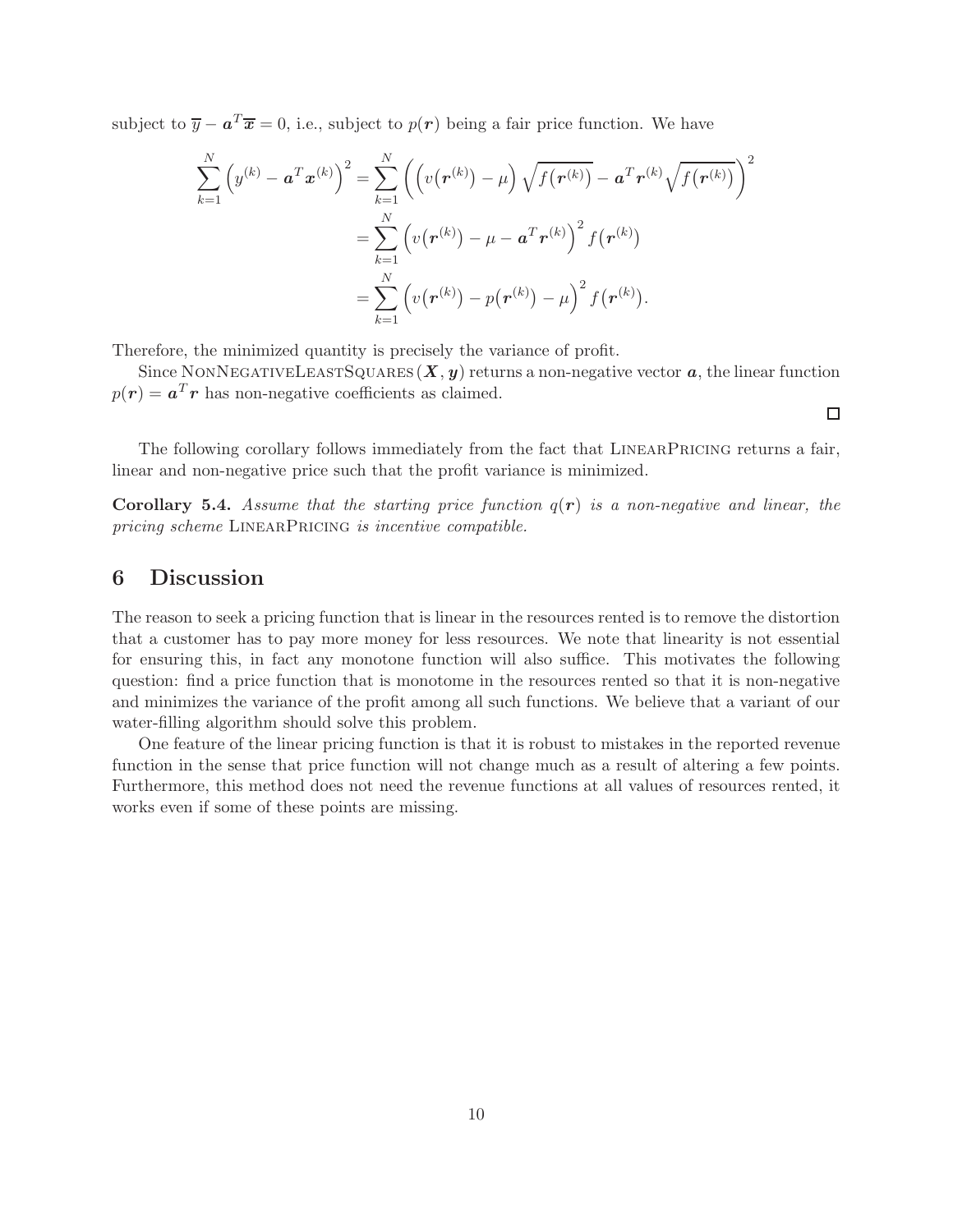subject to $\overline{y} - \boldsymbol{a}^T \overline{\boldsymbol{x}} = 0$, i.e., subject to $p(\boldsymbol{r})$ being a fair price function. We have

$$
\begin{aligned}
\sum_{k=1}^{N} \left( y^{(k)} - \boldsymbol{a}^T \boldsymbol{x}^{(k)} \right)^2 &= \sum_{k=1}^{N} \left( \left( v\big(\boldsymbol{r}^{(k)}\big) - \mu \right) \sqrt{f\big(\boldsymbol{r}^{(k)}\big)} - \boldsymbol{a}^T \boldsymbol{r}^{(k)} \sqrt{f\big(\boldsymbol{r}^{(k)}\big)} \right)^2 \\
&= \sum_{k=1}^{N} \left( v\big(\boldsymbol{r}^{(k)}\big) - \mu - \boldsymbol{a}^T \boldsymbol{r}^{(k)} \right)^2 f\big(\boldsymbol{r}^{(k)}\big) \\
&= \sum_{k=1}^{N} \left( v\big(\boldsymbol{r}^{(k)}\big) - p\big(\boldsymbol{r}^{(k)}\big) - \mu \right)^2 f\big(\boldsymbol{r}^{(k)}\big).
\end{aligned}
$$

Therefore, the minimized quantity is precisely the variance of profit.

Since NonNegativeLeastSquares$(\boldsymbol{X}, \boldsymbol{y})$ returns a non-negative vector $\boldsymbol{a}$, the linear function $p(\boldsymbol{r}) = \boldsymbol{a}^T \boldsymbol{r}$ has non-negative coefficients as claimed.

□

The following corollary follows immediately from the fact that LinearPricing returns a fair, linear and non-negative price such that the profit variance is minimized.

**Corollary 5.4.** *Assume that the starting price function $q(\boldsymbol{r})$ is a non-negative and linear, the pricing scheme* LinearPricing *is incentive compatible.*

# 6 Discussion

The reason to seek a pricing function that is linear in the resources rented is to remove the distortion that a customer has to pay more money for less resources. We note that linearity is not essential for ensuring this, in fact any monotone function will also suffice. This motivates the following question: find a price function that is monotome in the resources rented so that it is non-negative and minimizes the variance of the profit among all such functions. We believe that a variant of our water-filling algorithm should solve this problem.

One feature of the linear pricing function is that it is robust to mistakes in the reported revenue function in the sense that price function will not change much as a result of altering a few points. Furthermore, this method does not need the revenue functions at all values of resources rented, it works even if some of these points are missing.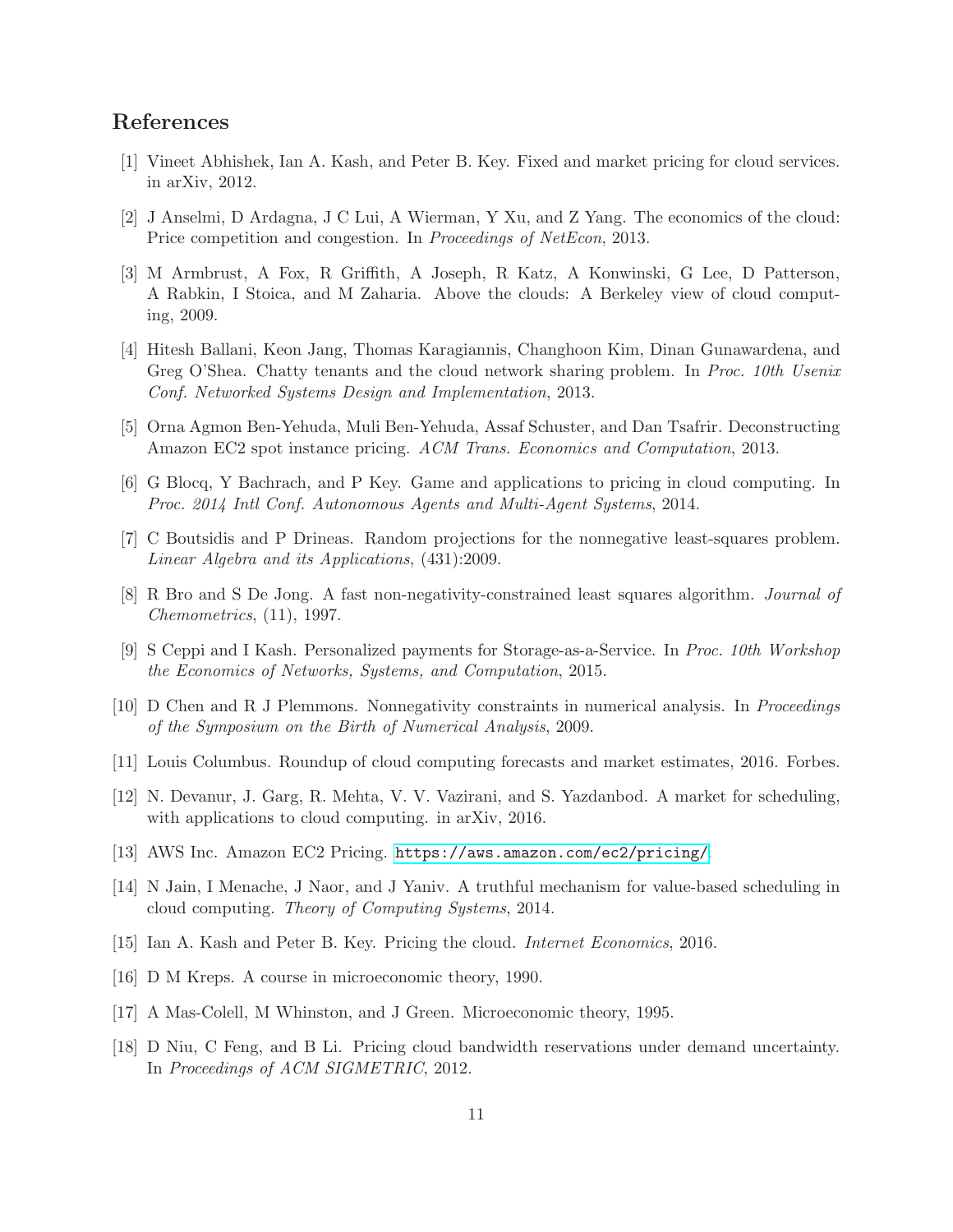## References

[1] Vineet Abhishek, Ian A. Kash, and Peter B. Key. Fixed and market pricing for cloud services. in arXiv, 2012.

[2] J Anselmi, D Ardagna, J C Lui, A Wierman, Y Xu, and Z Yang. The economics of the cloud: Price competition and congestion. In *Proceedings of NetEcon*, 2013.

[3] M Armbrust, A Fox, R Griffith, A Joseph, R Katz, A Konwinski, G Lee, D Patterson, A Rabkin, I Stoica, and M Zaharia. Above the clouds: A Berkeley view of cloud computing, 2009.

[4] Hitesh Ballani, Keon Jang, Thomas Karagiannis, Changhoon Kim, Dinan Gunawardena, and Greg O'Shea. Chatty tenants and the cloud network sharing problem. In *Proc. 10th Usenix Conf. Networked Systems Design and Implementation*, 2013.

[5] Orna Agmon Ben-Yehuda, Muli Ben-Yehuda, Assaf Schuster, and Dan Tsafrir. Deconstructing Amazon EC2 spot instance pricing. *ACM Trans. Economics and Computation*, 2013.

[6] G Blocq, Y Bachrach, and P Key. Game and applications to pricing in cloud computing. In *Proc. 2014 Intl Conf. Autonomous Agents and Multi-Agent Systems*, 2014.

[7] C Boutsidis and P Drineas. Random projections for the nonnegative least-squares problem. *Linear Algebra and its Applications*, (431):2009.

[8] R Bro and S De Jong. A fast non-negativity-constrained least squares algorithm. *Journal of Chemometrics*, (11), 1997.

[9] S Ceppi and I Kash. Personalized payments for Storage-as-a-Service. In *Proc. 10th Workshop the Economics of Networks, Systems, and Computation*, 2015.

[10] D Chen and R J Plemmons. Nonnegativity constraints in numerical analysis. In *Proceedings of the Symposium on the Birth of Numerical Analysis*, 2009.

[11] Louis Columbus. Roundup of cloud computing forecasts and market estimates, 2016. Forbes.

[12] N. Devanur, J. Garg, R. Mehta, V. V. Vazirani, and S. Yazdanbod. A market for scheduling, with applications to cloud computing. in arXiv, 2016.

[13] AWS Inc. Amazon EC2 Pricing. https://aws.amazon.com/ec2/pricing/.

[14] N Jain, I Menache, J Naor, and J Yaniv. A truthful mechanism for value-based scheduling in cloud computing. *Theory of Computing Systems*, 2014.

[15] Ian A. Kash and Peter B. Key. Pricing the cloud. *Internet Economics*, 2016.

[16] D M Kreps. A course in microeconomic theory, 1990.

[17] A Mas-Colell, M Whinston, and J Green. Microeconomic theory, 1995.

[18] D Niu, C Feng, and B Li. Pricing cloud bandwidth reservations under demand uncertainty. In *Proceedings of ACM SIGMETRIC*, 2012.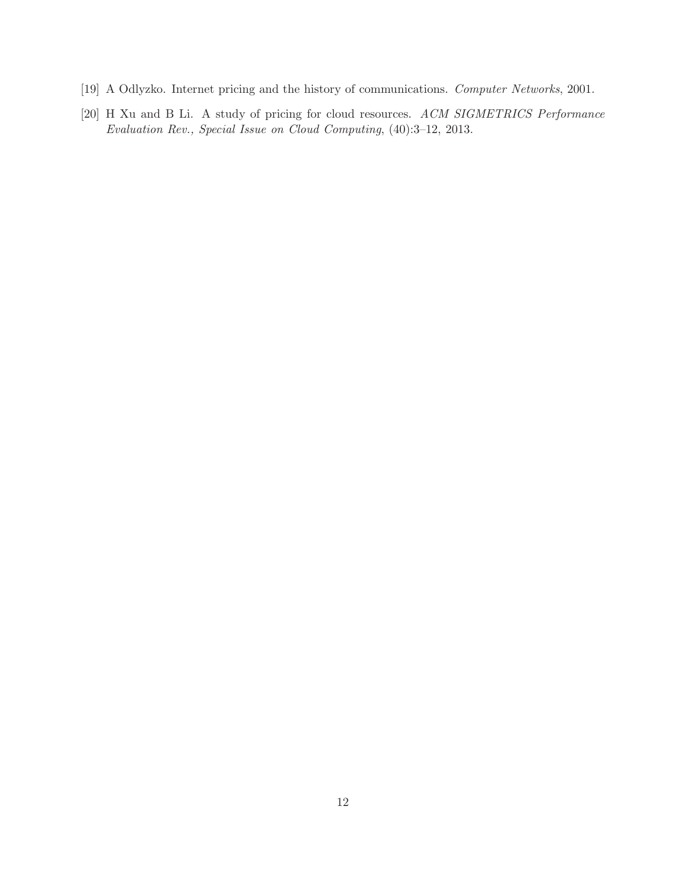[19] A Odlyzko. Internet pricing and the history of communications. *Computer Networks*, 2001.

[20] H Xu and B Li. A study of pricing for cloud resources. *ACM SIGMETRICS Performance Evaluation Rev., Special Issue on Cloud Computing*, (40):3–12, 2013.